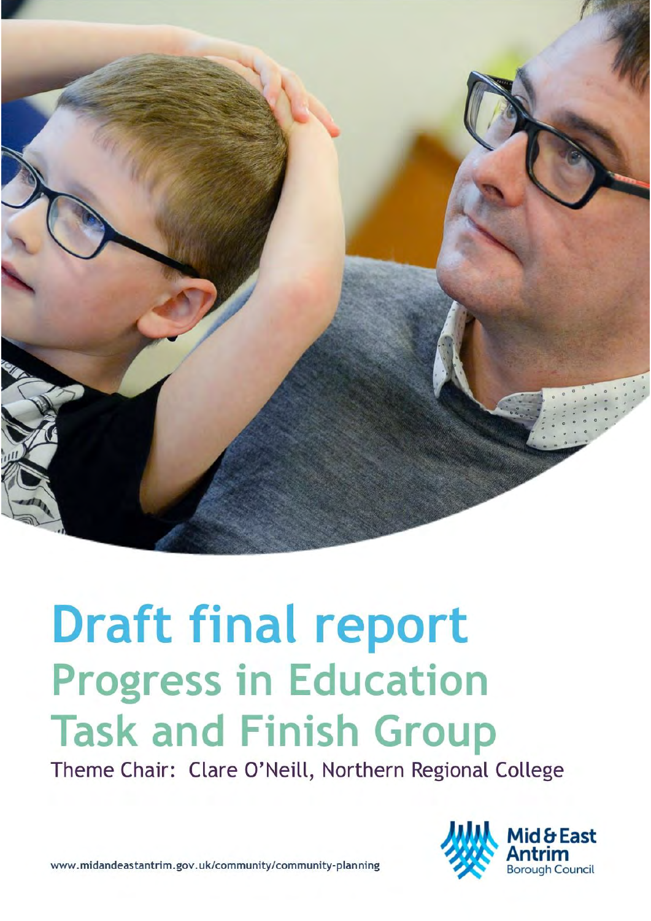# Draft final report

## Progress in Education Task and Finish Group

Theme Chair: Clare O'Neill, Northern Regional College

www.midandeastantrim.gov.uk/community/community-planning

Mid & East Antrim Borough Council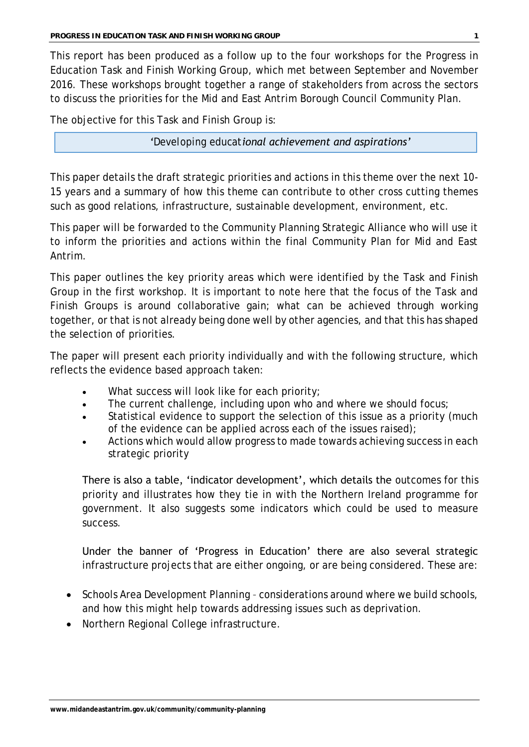This report has been produced as a follow up to the four workshops for the Progress in Education Task and Finish Working Group, which met between September and November 2016. These workshops brought together a range of stakeholders from across the sectors to discuss the priorities for the Mid and East Antrim Borough Council Community Plan.

The objective for this Task and Finish Group is:

> 'Developing educat*ional achievement and aspirations'*

This paper details the draft strategic priorities and actions in this theme over the next 10-15 years and a summary of how this theme can contribute to other cross cutting themes such as good relations, infrastructure, sustainable development, environment, etc.

This paper will be forwarded to the Community Planning Strategic Alliance who will use it to inform the priorities and actions within the final Community Plan for Mid and East Antrim.

This paper outlines the key priority areas which were identified by the Task and Finish Group in the first workshop. It is important to note here that the focus of the Task and Finish Groups is around collaborative gain; what can be achieved through working together, or that is not already being done well by other agencies, and that this has shaped the selection of priorities.

The paper will present each priority individually and with the following structure, which reflects the evidence based approach taken:

- What success will look like for each priority;
- The current challenge, including upon who and where we should focus;
- Statistical evidence to support the selection of this issue as a priority (much of the evidence can be applied across each of the issues raised);
- Actions which would allow progress to made towards achieving success in each strategic priority

There is also a table, 'indicator development', which details the outcomes for this priority and illustrates how they tie in with the Northern Ireland programme for government. It also suggests some indicators which could be used to measure success.

Under the banner of 'Progress in Education' there are also several strategic infrastructure projects that are either ongoing, or are being considered. These are:

- Schools Area Development Planning – considerations around where we build schools, and how this might help towards addressing issues such as deprivation.
- Northern Regional College infrastructure.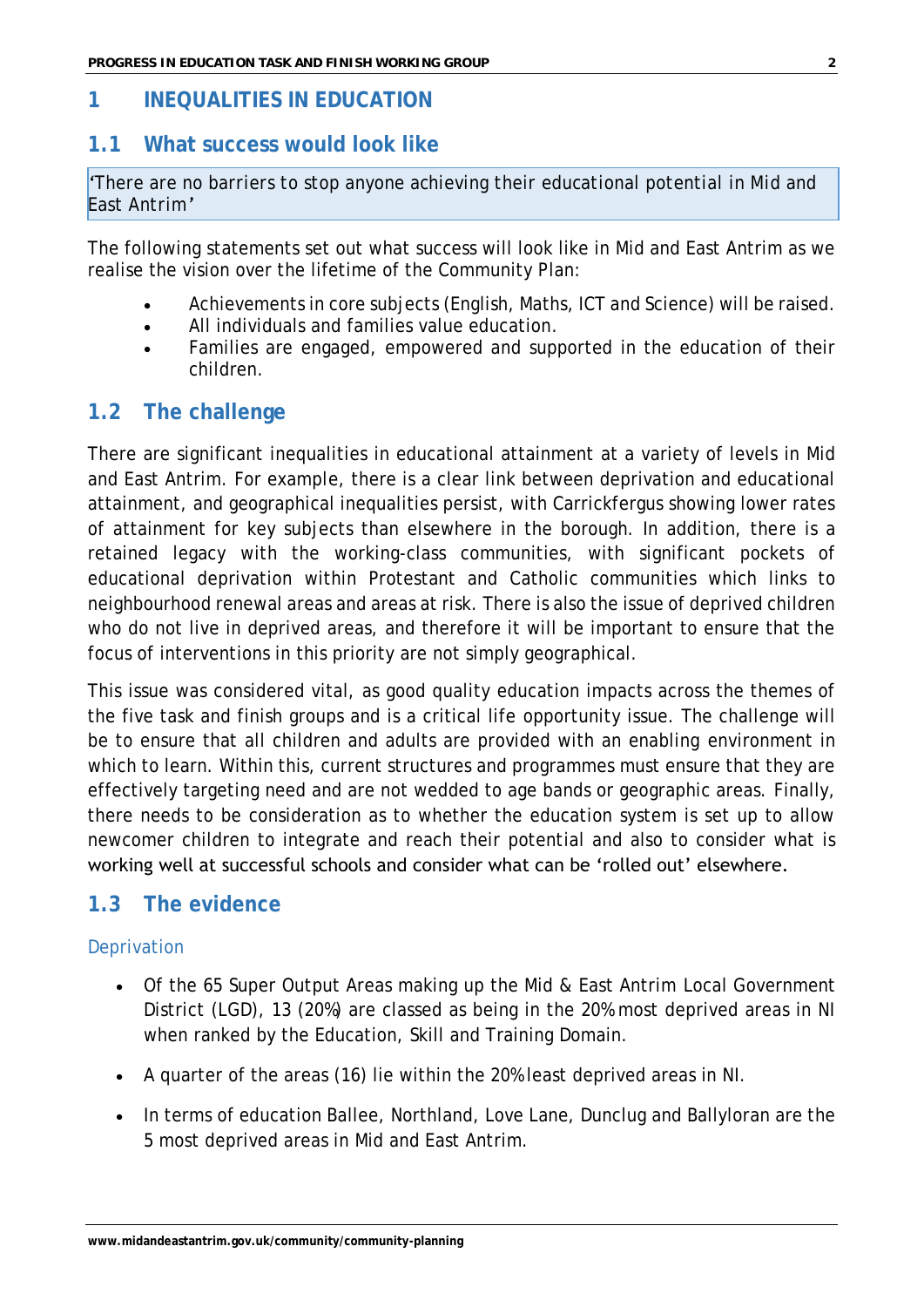# 1 INEQUALITIES IN EDUCATION

## 1.1 What success would look like

'There are no barriers to stop anyone achieving their educational potential in Mid and East Antrim'

The following statements set out what success will look like in Mid and East Antrim as we realise the vision over the lifetime of the Community Plan:

- Achievements in core subjects (English, Maths, ICT and Science) will be raised.
- All individuals and families value education.
- Families are engaged, empowered and supported in the education of their children.

## 1.2 The challenge

There are significant inequalities in educational attainment at a variety of levels in Mid and East Antrim. For example, there is a clear link between deprivation and educational attainment, and geographical inequalities persist, with Carrickfergus showing lower rates of attainment for key subjects than elsewhere in the borough. In addition, there is a retained legacy with the working-class communities, with significant pockets of educational deprivation within Protestant and Catholic communities which links to neighbourhood renewal areas and areas at risk. There is also the issue of deprived children who do not live in deprived areas, and therefore it will be important to ensure that the focus of interventions in this priority are not simply geographical.

This issue was considered vital, as good quality education impacts across the themes of the five task and finish groups and is a critical life opportunity issue. The challenge will be to ensure that all children and adults are provided with an enabling environment in which to learn. Within this, current structures and programmes must ensure that they are effectively targeting need and are not wedded to age bands or geographic areas. Finally, there needs to be consideration as to whether the education system is set up to allow newcomer children to integrate and reach their potential and also to consider what is working well at successful schools and consider what can be 'rolled out' elsewhere.

## 1.3 The evidence

### Deprivation

- Of the 65 Super Output Areas making up the Mid & East Antrim Local Government District (LGD), 13 (20%) are classed as being in the 20% most deprived areas in NI when ranked by the Education, Skill and Training Domain.
- A quarter of the areas (16) lie within the 20% least deprived areas in NI.
- In terms of education Ballee, Northland, Love Lane, Dunclug and Ballyloran are the 5 most deprived areas in Mid and East Antrim.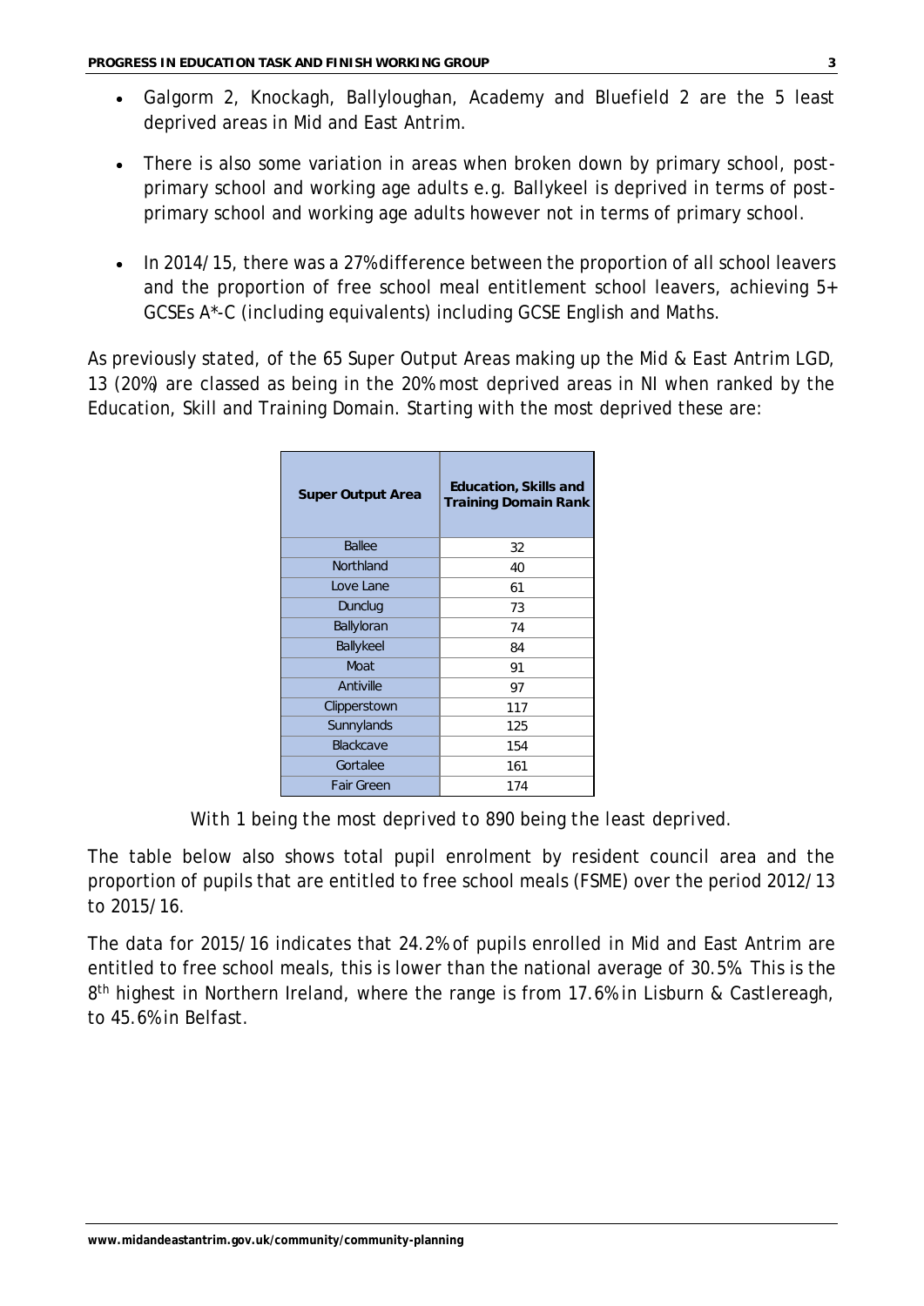- Galgorm 2, Knockagh, Ballyloughan, Academy and Bluefield 2 are the 5 least deprived areas in Mid and East Antrim.
- There is also some variation in areas when broken down by primary school, post-primary school and working age adults e.g. Ballykeel is deprived in terms of post-primary school and working age adults however not in terms of primary school.
- In 2014/15, there was a 27% difference between the proportion of all school leavers and the proportion of free school meal entitlement school leavers, achieving 5+ GCSEs A*-C (including equivalents) including GCSE English and Maths.

As previously stated, of the 65 Super Output Areas making up the Mid & East Antrim LGD, 13 (20%) are classed as being in the 20% most deprived areas in NI when ranked by the Education, Skill and Training Domain. Starting with the most deprived these are:

| Super Output Area | Education, Skills and Training Domain Rank |
|---|---|
| Ballee | 32 |
| Northland | 40 |
| Love Lane | 61 |
| Dunclug | 73 |
| Ballyloran | 74 |
| Ballykeel | 84 |
| Moat | 91 |
| Antiville | 97 |
| Clipperstown | 117 |
| Sunnylands | 125 |
| Blackcave | 154 |
| Gortalee | 161 |
| Fair Green | 174 |

*With 1 being the most deprived to 890 being the least deprived.*

The table below also shows total pupil enrolment by resident council area and the proportion of pupils that are entitled to free school meals (FSME) over the period 2012/13 to 2015/16.

The data for 2015/16 indicates that 24.2% of pupils enrolled in Mid and East Antrim are entitled to free school meals, this is lower than the national average of 30.5%. This is the 8th highest in Northern Ireland, where the range is from 17.6% in Lisburn & Castlereagh, to 45.6% in Belfast.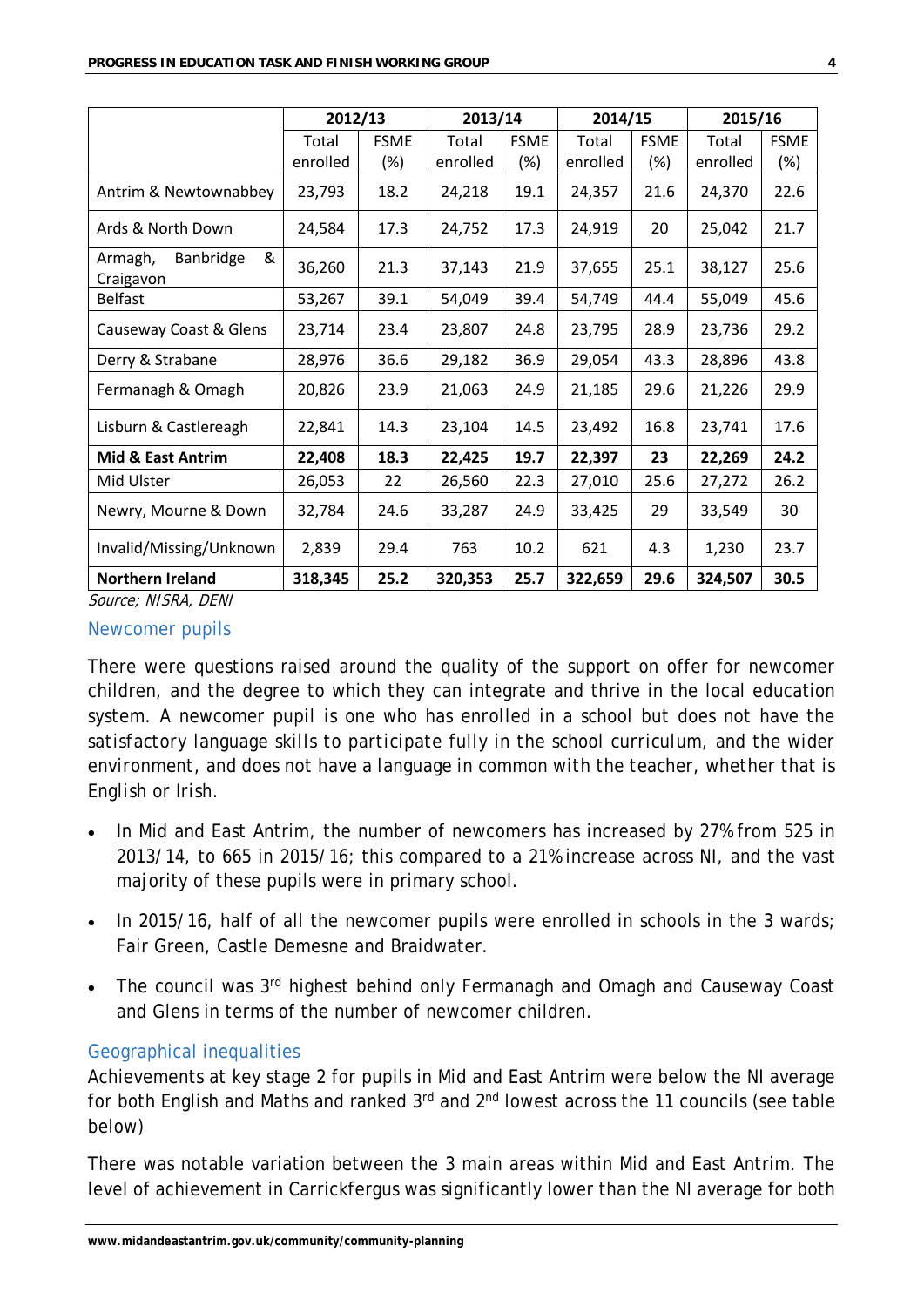| | 2012/13 | | 2013/14 | | 2014/15 | | 2015/16 | |
|---|---|---|---|---|---|---|---|---|
| | Total enrolled | FSME (%) | Total enrolled | FSME (%) | Total enrolled | FSME (%) | Total enrolled | FSME (%) |
| Antrim & Newtownabbey | 23,793 | 18.2 | 24,218 | 19.1 | 24,357 | 21.6 | 24,370 | 22.6 |
| Ards & North Down | 24,584 | 17.3 | 24,752 | 17.3 | 24,919 | 20 | 25,042 | 21.7 |
| Armagh, Banbridge & Craigavon | 36,260 | 21.3 | 37,143 | 21.9 | 37,655 | 25.1 | 38,127 | 25.6 |
| Belfast | 53,267 | 39.1 | 54,049 | 39.4 | 54,749 | 44.4 | 55,049 | 45.6 |
| Causeway Coast & Glens | 23,714 | 23.4 | 23,807 | 24.8 | 23,795 | 28.9 | 23,736 | 29.2 |
| Derry & Strabane | 28,976 | 36.6 | 29,182 | 36.9 | 29,054 | 43.3 | 28,896 | 43.8 |
| Fermanagh & Omagh | 20,826 | 23.9 | 21,063 | 24.9 | 21,185 | 29.6 | 21,226 | 29.9 |
| Lisburn & Castlereagh | 22,841 | 14.3 | 23,104 | 14.5 | 23,492 | 16.8 | 23,741 | 17.6 |
| **Mid & East Antrim** | **22,408** | **18.3** | **22,425** | **19.7** | **22,397** | **23** | **22,269** | **24.2** |
| Mid Ulster | 26,053 | 22 | 26,560 | 22.3 | 27,010 | 25.6 | 27,272 | 26.2 |
| Newry, Mourne & Down | 32,784 | 24.6 | 33,287 | 24.9 | 33,425 | 29 | 33,549 | 30 |
| Invalid/Missing/Unknown | 2,839 | 29.4 | 763 | 10.2 | 621 | 4.3 | 1,230 | 23.7 |
| **Northern Ireland** | **318,345** | **25.2** | **320,353** | **25.7** | **322,659** | **29.6** | **324,507** | **30.5** |

*Source; NISRA, DENI*

## Newcomer pupils

There were questions raised around the quality of the support on offer for newcomer children, and the degree to which they can integrate and thrive in the local education system. A newcomer pupil is one who has enrolled in a school but does not have the satisfactory language skills to participate fully in the school curriculum, and the wider environment, and does not have a language in common with the teacher, whether that is English or Irish.

- In Mid and East Antrim, the number of newcomers has increased by 27% from 525 in 2013/14, to 665 in 2015/16; this compared to a 21% increase across NI, and the vast majority of these pupils were in primary school.
- In 2015/16, half of all the newcomer pupils were enrolled in schools in the 3 wards; Fair Green, Castle Demesne and Braidwater.
- The council was 3rd highest behind only Fermanagh and Omagh and Causeway Coast and Glens in terms of the number of newcomer children.

## Geographical inequalities

Achievements at key stage 2 for pupils in Mid and East Antrim were below the NI average for both English and Maths and ranked 3rd and 2nd lowest across the 11 councils (see table below)

There was notable variation between the 3 main areas within Mid and East Antrim. The level of achievement in Carrickfergus was significantly lower than the NI average for both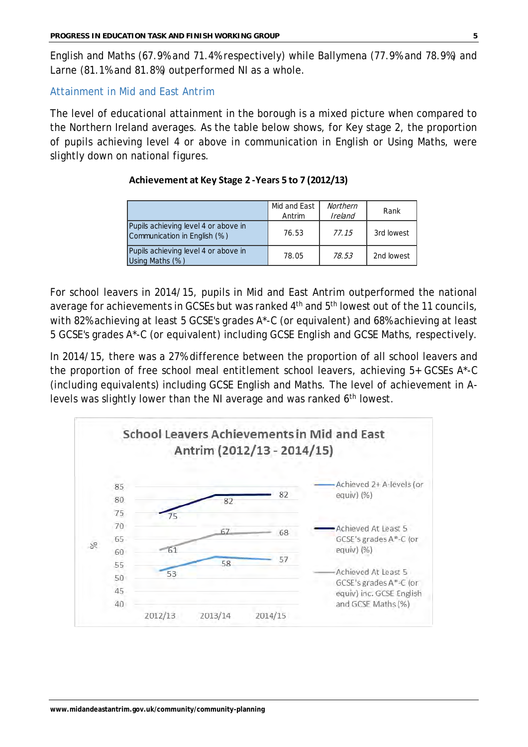English and Maths (67.9% and 71.4% respectively) while Ballymena (77.9% and 78.9%) and Larne (81.1% and 81.8%) outperformed NI as a whole.

## Attainment in Mid and East Antrim

The level of educational attainment in the borough is a mixed picture when compared to the Northern Ireland averages. As the table below shows, for Key stage 2, the proportion of pupils achieving level 4 or above in communication in English or Using Maths, were slightly down on national figures.

**Achievement at Key Stage 2 -Years 5 to 7 (2012/13)**

| | Mid and East Antrim | *Northern Ireland* | Rank |
|---|---|---|---|
| Pupils achieving level 4 or above in Communication in English (%) | 76.53 | *77.15* | 3rd lowest |
| Pupils achieving level 4 or above in Using Maths (%) | 78.05 | *78.53* | 2nd lowest |

For school leavers in 2014/15, pupils in Mid and East Antrim outperformed the national average for achievements in GCSEs but was ranked 4th and 5th lowest out of the 11 councils, with 82% achieving at least 5 GCSE's grades A*-C (or equivalent) and 68% achieving at least 5 GCSE's grades A*-C (or equivalent) including GCSE English and GCSE Maths, respectively.

In 2014/15, there was a 27% difference between the proportion of all school leavers and the proportion of free school meal entitlement school leavers, achieving 5+ GCSEs A*-C (including equivalents) including GCSE English and Maths. The level of achievement in A-levels was slightly lower than the NI average and was ranked 6th lowest.

**School Leavers Achievements in Mid and East Antrim (2012/13 - 2014/15)**

| % | 2012/13 | 2013/14 | 2014/15 |
|---|---|---|---|
| Achieved 2+ A-levels (or equiv) (%) | 53 | 58 | 57 |
| Achieved At Least 5 GCSE's grades A*-C (or equiv) (%) | 75 | 82 | 82 |
| Achieved At Least 5 GCSE's grades A*-C (or equiv) inc. GCSE English and GCSE Maths (%) | 61 | 67 | 68 |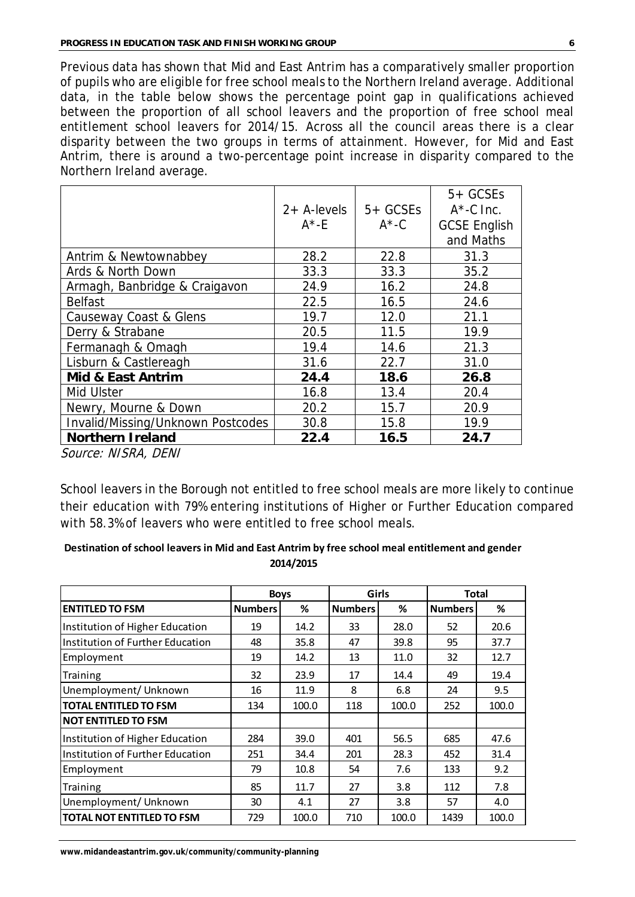Previous data has shown that Mid and East Antrim has a comparatively smaller proportion of pupils who are eligible for free school meals to the Northern Ireland average. Additional data, in the table below shows the percentage point gap in qualifications achieved between the proportion of all school leavers and the proportion of free school meal entitlement school leavers for 2014/15. Across all the council areas there is a clear disparity between the two groups in terms of attainment. However, for Mid and East Antrim, there is around a two-percentage point increase in disparity compared to the Northern Ireland average.

| | 2+ A-levels A*-E | 5+ GCSEs A*-C | 5+ GCSEs A*-C Inc. GCSE English and Maths |
|---|---|---|---|
| Antrim & Newtownabbey | 28.2 | 22.8 | 31.3 |
| Ards & North Down | 33.3 | 33.3 | 35.2 |
| Armagh, Banbridge & Craigavon | 24.9 | 16.2 | 24.8 |
| Belfast | 22.5 | 16.5 | 24.6 |
| Causeway Coast & Glens | 19.7 | 12.0 | 21.1 |
| Derry & Strabane | 20.5 | 11.5 | 19.9 |
| Fermanagh & Omagh | 19.4 | 14.6 | 21.3 |
| Lisburn & Castlereagh | 31.6 | 22.7 | 31.0 |
| **Mid & East Antrim** | **24.4** | **18.6** | **26.8** |
| Mid Ulster | 16.8 | 13.4 | 20.4 |
| Newry, Mourne & Down | 20.2 | 15.7 | 20.9 |
| Invalid/Missing/Unknown Postcodes | 30.8 | 15.8 | 19.9 |
| **Northern Ireland** | **22.4** | **16.5** | **24.7** |

*Source: NISRA, DENI*

School leavers in the Borough not entitled to free school meals are more likely to continue their education with 79% entering institutions of Higher or Further Education compared with 58.3% of leavers who were entitled to free school meals.

**Destination of school leavers in Mid and East Antrim by free school meal entitlement and gender 2014/2015**

| | Boys | | Girls | | Total | |
|---|---|---|---|---|---|---|
| **ENTITLED TO FSM** | **Numbers** | **%** | **Numbers** | **%** | **Numbers** | **%** |
| Institution of Higher Education | 19 | 14.2 | 33 | 28.0 | 52 | 20.6 |
| Institution of Further Education | 48 | 35.8 | 47 | 39.8 | 95 | 37.7 |
| Employment | 19 | 14.2 | 13 | 11.0 | 32 | 12.7 |
| Training | 32 | 23.9 | 17 | 14.4 | 49 | 19.4 |
| Unemployment/ Unknown | 16 | 11.9 | 8 | 6.8 | 24 | 9.5 |
| **TOTAL ENTITLED TO FSM** | 134 | 100.0 | 118 | 100.0 | 252 | 100.0 |
| **NOT ENTITLED TO FSM** | | | | | | |
| Institution of Higher Education | 284 | 39.0 | 401 | 56.5 | 685 | 47.6 |
| Institution of Further Education | 251 | 34.4 | 201 | 28.3 | 452 | 31.4 |
| Employment | 79 | 10.8 | 54 | 7.6 | 133 | 9.2 |
| Training | 85 | 11.7 | 27 | 3.8 | 112 | 7.8 |
| Unemployment/ Unknown | 30 | 4.1 | 27 | 3.8 | 57 | 4.0 |
| **TOTAL NOT ENTITLED TO FSM** | 729 | 100.0 | 710 | 100.0 | 1439 | 100.0 |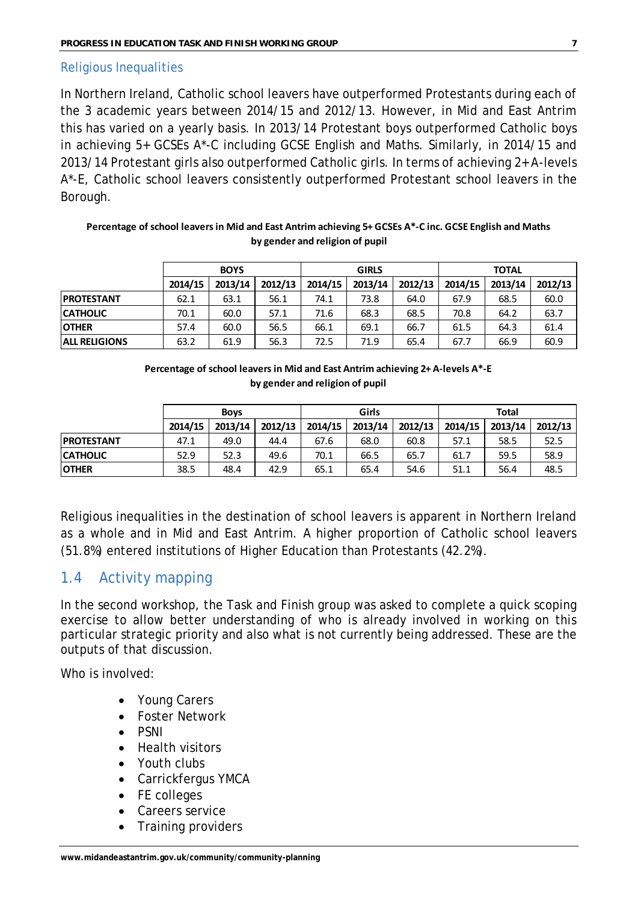### Religious Inequalities

In Northern Ireland, Catholic school leavers have outperformed Protestants during each of the 3 academic years between 2014/15 and 2012/13. However, in Mid and East Antrim this has varied on a yearly basis. In 2013/14 Protestant boys outperformed Catholic boys in achieving 5+ GCSEs A*-C including GCSE English and Maths. Similarly, in 2014/15 and 2013/14 Protestant girls also outperformed Catholic girls. In terms of achieving 2+ A-levels A*-E, Catholic school leavers consistently outperformed Protestant school leavers in the Borough.

**Percentage of school leavers in Mid and East Antrim achieving 5+ GCSEs A*-C inc. GCSE English and Maths by gender and religion of pupil**

| | BOYS | | | GIRLS | | | TOTAL | | |
|---|---|---|---|---|---|---|---|---|---|
| | 2014/15 | 2013/14 | 2012/13 | 2014/15 | 2013/14 | 2012/13 | 2014/15 | 2013/14 | 2012/13 |
| **PROTESTANT** | 62.1 | 63.1 | 56.1 | 74.1 | 73.8 | 64.0 | 67.9 | 68.5 | 60.0 |
| **CATHOLIC** | 70.1 | 60.0 | 57.1 | 71.6 | 68.3 | 68.5 | 70.8 | 64.2 | 63.7 |
| **OTHER** | 57.4 | 60.0 | 56.5 | 66.1 | 69.1 | 66.7 | 61.5 | 64.3 | 61.4 |
| **ALL RELIGIONS** | 63.2 | 61.9 | 56.3 | 72.5 | 71.9 | 65.4 | 67.7 | 66.9 | 60.9 |

**Percentage of school leavers in Mid and East Antrim achieving 2+ A-levels A*-E by gender and religion of pupil**

| | Boys | | | Girls | | | Total | | |
|---|---|---|---|---|---|---|---|---|---|
| | 2014/15 | 2013/14 | 2012/13 | 2014/15 | 2013/14 | 2012/13 | 2014/15 | 2013/14 | 2012/13 |
| **PROTESTANT** | 47.1 | 49.0 | 44.4 | 67.6 | 68.0 | 60.8 | 57.1 | 58.5 | 52.5 |
| **CATHOLIC** | 52.9 | 52.3 | 49.6 | 70.1 | 66.5 | 65.7 | 61.7 | 59.5 | 58.9 |
| **OTHER** | 38.5 | 48.4 | 42.9 | 65.1 | 65.4 | 54.6 | 51.1 | 56.4 | 48.5 |

Religious inequalities in the destination of school leavers is apparent in Northern Ireland as a whole and in Mid and East Antrim. A higher proportion of Catholic school leavers (51.8%) entered institutions of Higher Education than Protestants (42.2%).

## 1.4 Activity mapping

In the second workshop, the Task and Finish group was asked to complete a quick scoping exercise to allow better understanding of who is already involved in working on this particular strategic priority and also what is not currently being addressed. These are the outputs of that discussion.

Who is involved:

- Young Carers
- Foster Network
- PSNI
- Health visitors
- Youth clubs
- Carrickfergus YMCA
- FE colleges
- Careers service
- Training providers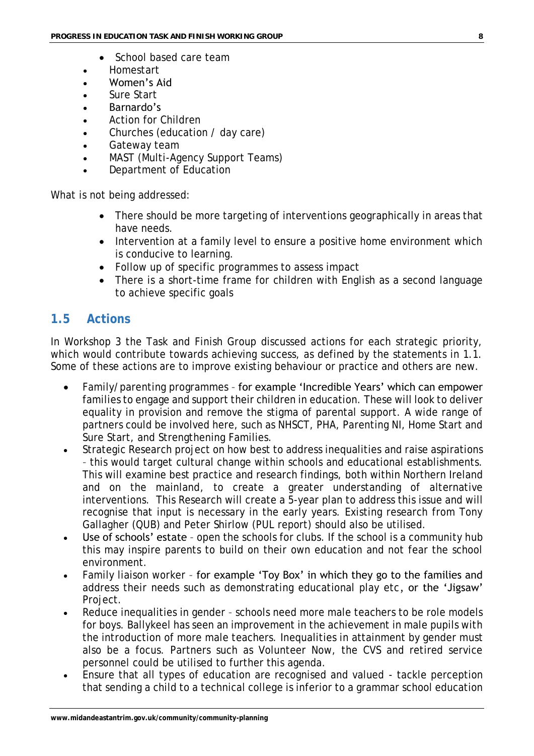- School based care team
- Homestart
- Women's Aid
- Sure Start
- Barnardo's
- Action for Children
- Churches (education / day care)
- Gateway team
- MAST (Multi-Agency Support Teams)
- Department of Education

What is not being addressed:

- There should be more targeting of interventions geographically in areas that have needs.
- Intervention at a family level to ensure a positive home environment which is conducive to learning.
- Follow up of specific programmes to assess impact
- There is a short-time frame for children with English as a second language to achieve specific goals

## 1.5 Actions

In Workshop 3 the Task and Finish Group discussed actions for each strategic priority, which would contribute towards achieving success, as defined by the statements in 1.1. Some of these actions are to improve existing behaviour or practice and others are new.

- Family/parenting programmes – for example 'Incredible Years' which can empower families to engage and support their children in education. These will look to deliver equality in provision and remove the stigma of parental support. A wide range of partners could be involved here, such as NHSCT, PHA, Parenting NI, Home Start and Sure Start, and Strengthening Families.
- Strategic Research project on how best to address inequalities and raise aspirations – this would target cultural change within schools and educational establishments. This will examine best practice and research findings, both within Northern Ireland and on the mainland, to create a greater understanding of alternative interventions. This Research will create a 5-year plan to address this issue and will recognise that input is necessary in the early years. Existing research from Tony Gallagher (QUB) and Peter Shirlow (PUL report) should also be utilised.
- Use of schools' estate – open the schools for clubs. If the school is a community hub this may inspire parents to build on their own education and not fear the school environment.
- Family liaison worker – for example 'Toy Box' in which they go to the families and address their needs such as demonstrating educational play etc, or the 'Jigsaw' Project.
- Reduce inequalities in gender – schools need more male teachers to be role models for boys. Ballykeel has seen an improvement in the achievement in male pupils with the introduction of more male teachers. Inequalities in attainment by gender must also be a focus. Partners such as Volunteer Now, the CVS and retired service personnel could be utilised to further this agenda.
- Ensure that all types of education are recognised and valued - tackle perception that sending a child to a technical college is inferior to a grammar school education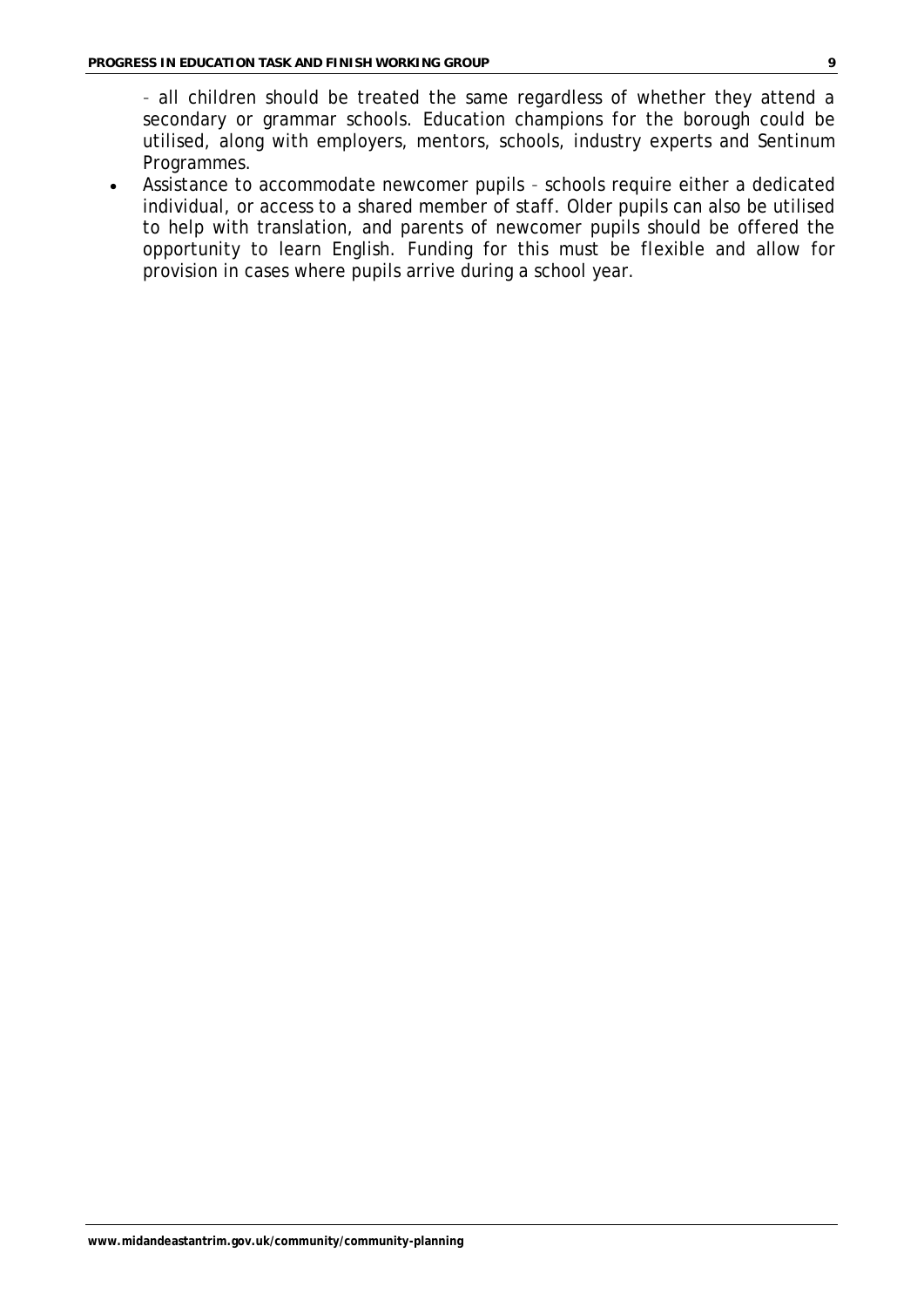– all children should be treated the same regardless of whether they attend a secondary or grammar schools. Education champions for the borough could be utilised, along with employers, mentors, schools, industry experts and Sentinum Programmes.

- Assistance to accommodate newcomer pupils – schools require either a dedicated individual, or access to a shared member of staff. Older pupils can also be utilised to help with translation, and parents of newcomer pupils should be offered the opportunity to learn English. Funding for this must be flexible and allow for provision in cases where pupils arrive during a school year.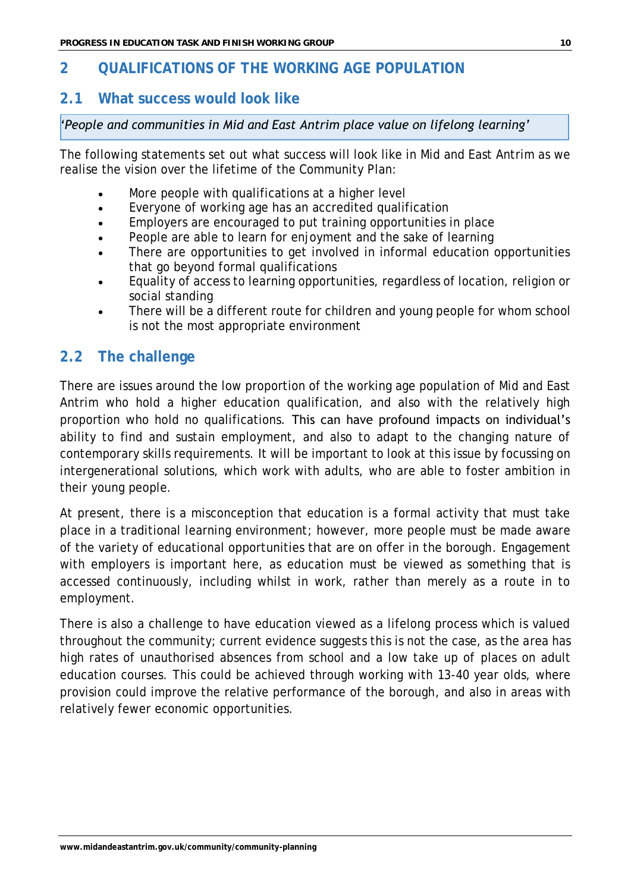## 2 QUALIFICATIONS OF THE WORKING AGE POPULATION

### 2.1 What success would look like

*'People and communities in Mid and East Antrim place value on lifelong learning'*

The following statements set out what success will look like in Mid and East Antrim as we realise the vision over the lifetime of the Community Plan:

- More people with qualifications at a higher level
- Everyone of working age has an accredited qualification
- Employers are encouraged to put training opportunities in place
- People are able to learn for enjoyment and the sake of learning
- There are opportunities to get involved in informal education opportunities that go beyond formal qualifications
- Equality of access to learning opportunities, regardless of location, religion or social standing
- There will be a different route for children and young people for whom school is not the most appropriate environment

### 2.2 The challenge

There are issues around the low proportion of the working age population of Mid and East Antrim who hold a higher education qualification, and also with the relatively high proportion who hold no qualifications. This can have profound impacts on individual's ability to find and sustain employment, and also to adapt to the changing nature of contemporary skills requirements. It will be important to look at this issue by focussing on intergenerational solutions, which work with adults, who are able to foster ambition in their young people.

At present, there is a misconception that education is a formal activity that must take place in a traditional learning environment; however, more people must be made aware of the variety of educational opportunities that are on offer in the borough. Engagement with employers is important here, as education must be viewed as something that is accessed continuously, including whilst in work, rather than merely as a route in to employment.

There is also a challenge to have education viewed as a lifelong process which is valued throughout the community; current evidence suggests this is not the case, as the area has high rates of unauthorised absences from school and a low take up of places on adult education courses. This could be achieved through working with 13-40 year olds, where provision could improve the relative performance of the borough, and also in areas with relatively fewer economic opportunities.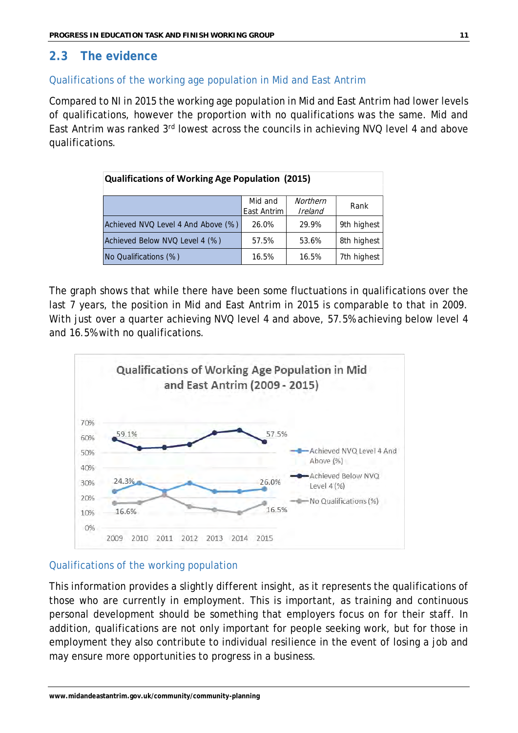## 2.3 The evidence

### Qualifications of the working age population in Mid and East Antrim

Compared to NI in 2015 the working age population in Mid and East Antrim had lower levels of qualifications, however the proportion with no qualifications was the same. Mid and East Antrim was ranked 3rd lowest across the councils in achieving NVQ level 4 and above qualifications.

**Qualifications of Working Age Population (2015)**

| | Mid and East Antrim | *Northern Ireland* | Rank |
|---|---|---|---|
| Achieved NVQ Level 4 And Above (%) | 26.0% | 29.9% | 9th highest |
| Achieved Below NVQ Level 4 (%) | 57.5% | 53.6% | 8th highest |
| No Qualifications (%) | 16.5% | 16.5% | 7th highest |

The graph shows that while there have been some fluctuations in qualifications over the last 7 years, the position in Mid and East Antrim in 2015 is comparable to that in 2009. With just over a quarter achieving NVQ level 4 and above, 57.5% achieving below level 4 and 16.5% with no qualifications.

**Qualifications of Working Age Population in Mid and East Antrim (2009 - 2015)**

| Year | Achieved NVQ Level 4 And Above (%) | Achieved Below NVQ Level 4 (%) | No Qualifications (%) |
|---|---|---|---|
| 2009 | 24.3% | 59.1% | 16.6% |
| 2015 | 26.0% | 57.5% | 16.5% |

### Qualifications of the working population

This information provides a slightly different insight, as it represents the qualifications of those who are currently in employment. This is important, as training and continuous personal development should be something that employers focus on for their staff. In addition, qualifications are not only important for people seeking work, but for those in employment they also contribute to individual resilience in the event of losing a job and may ensure more opportunities to progress in a business.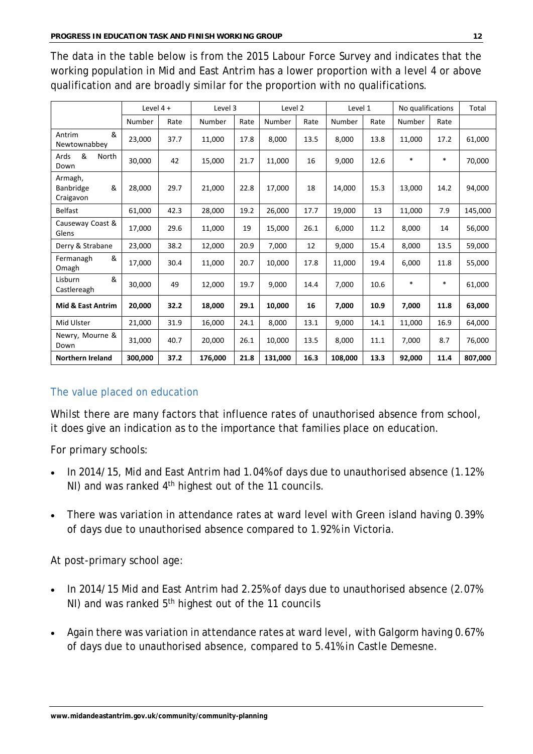The data in the table below is from the 2015 Labour Force Survey and indicates that the working population in Mid and East Antrim has a lower proportion with a level 4 or above qualification and are broadly similar for the proportion with no qualifications.

| | Level 4 + | | Level 3 | | Level 2 | | Level 1 | | No qualifications | | Total |
|---|---|---|---|---|---|---|---|---|---|---|---|
| | Number | Rate | Number | Rate | Number | Rate | Number | Rate | Number | Rate | |
| Antrim & Newtownabbey | 23,000 | 37.7 | 11,000 | 17.8 | 8,000 | 13.5 | 8,000 | 13.8 | 11,000 | 17.2 | 61,000 |
| Ards & North Down | 30,000 | 42 | 15,000 | 21.7 | 11,000 | 16 | 9,000 | 12.6 | * | * | 70,000 |
| Armagh, Banbridge & Craigavon | 28,000 | 29.7 | 21,000 | 22.8 | 17,000 | 18 | 14,000 | 15.3 | 13,000 | 14.2 | 94,000 |
| Belfast | 61,000 | 42.3 | 28,000 | 19.2 | 26,000 | 17.7 | 19,000 | 13 | 11,000 | 7.9 | 145,000 |
| Causeway Coast & Glens | 17,000 | 29.6 | 11,000 | 19 | 15,000 | 26.1 | 6,000 | 11.2 | 8,000 | 14 | 56,000 |
| Derry & Strabane | 23,000 | 38.2 | 12,000 | 20.9 | 7,000 | 12 | 9,000 | 15.4 | 8,000 | 13.5 | 59,000 |
| Fermanagh & Omagh | 17,000 | 30.4 | 11,000 | 20.7 | 10,000 | 17.8 | 11,000 | 19.4 | 6,000 | 11.8 | 55,000 |
| Lisburn & Castlereagh | 30,000 | 49 | 12,000 | 19.7 | 9,000 | 14.4 | 7,000 | 10.6 | * | * | 61,000 |
| **Mid & East Antrim** | **20,000** | **32.2** | **18,000** | **29.1** | **10,000** | **16** | **7,000** | **10.9** | **7,000** | **11.8** | **63,000** |
| Mid Ulster | 21,000 | 31.9 | 16,000 | 24.1 | 8,000 | 13.1 | 9,000 | 14.1 | 11,000 | 16.9 | 64,000 |
| Newry, Mourne & Down | 31,000 | 40.7 | 20,000 | 26.1 | 10,000 | 13.5 | 8,000 | 11.1 | 7,000 | 8.7 | 76,000 |
| **Northern Ireland** | **300,000** | **37.2** | **176,000** | **21.8** | **131,000** | **16.3** | **108,000** | **13.3** | **92,000** | **11.4** | **807,000** |

## The value placed on education

Whilst there are many factors that influence rates of unauthorised absence from school, it does give an indication as to the importance that families place on education.

For primary schools:

- In 2014/15, Mid and East Antrim had 1.04% of days due to unauthorised absence (1.12% NI) and was ranked 4th highest out of the 11 councils.
- There was variation in attendance rates at ward level with Green island having 0.39% of days due to unauthorised absence compared to 1.92% in Victoria.

At post-primary school age:

- In 2014/15 Mid and East Antrim had 2.25% of days due to unauthorised absence (2.07% NI) and was ranked 5th highest out of the 11 councils
- Again there was variation in attendance rates at ward level, with Galgorm having 0.67% of days due to unauthorised absence, compared to 5.41% in Castle Demesne.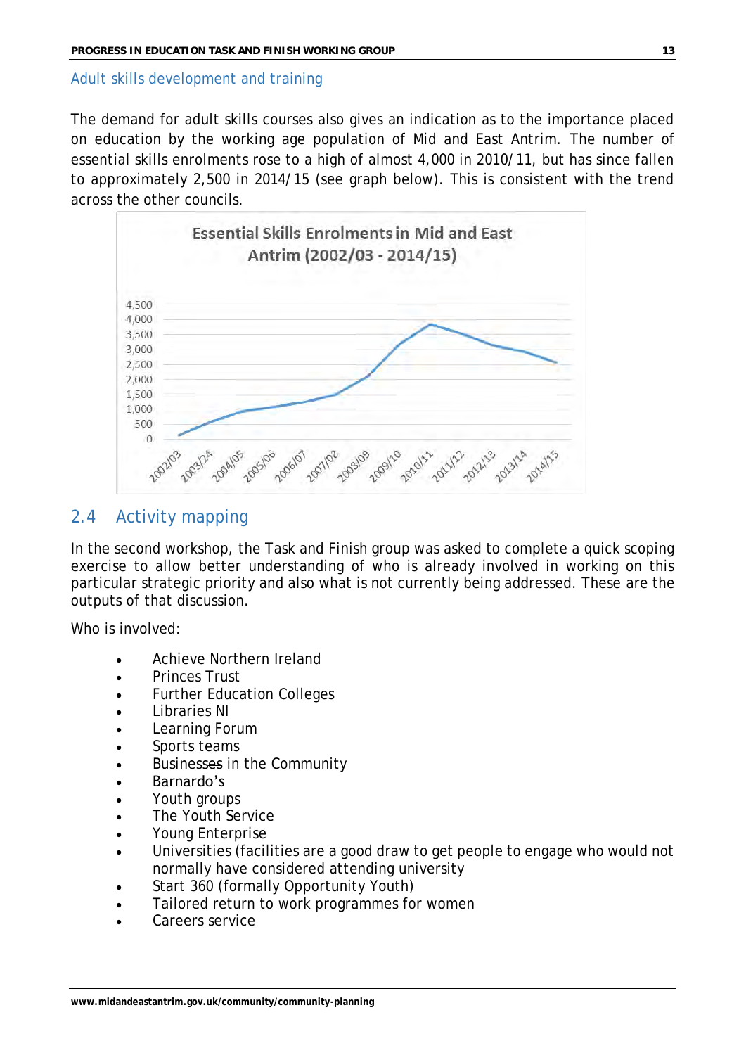### Adult skills development and training

The demand for adult skills courses also gives an indication as to the importance placed on education by the working age population of Mid and East Antrim. The number of essential skills enrolments rose to a high of almost 4,000 in 2010/11, but has since fallen to approximately 2,500 in 2014/15 (see graph below). This is consistent with the trend across the other councils.

**Essential Skills Enrolments in Mid and East Antrim (2002/03 - 2014/15)**

## 2.4 Activity mapping

In the second workshop, the Task and Finish group was asked to complete a quick scoping exercise to allow better understanding of who is already involved in working on this particular strategic priority and also what is not currently being addressed. These are the outputs of that discussion.

Who is involved:

- Achieve Northern Ireland
- Princes Trust
- Further Education Colleges
- Libraries NI
- Learning Forum
- Sports teams
- Businesses in the Community
- Barnardo's
- Youth groups
- The Youth Service
- Young Enterprise
- Universities (facilities are a good draw to get people to engage who would not normally have considered attending university
- Start 360 (formally Opportunity Youth)
- Tailored return to work programmes for women
- Careers service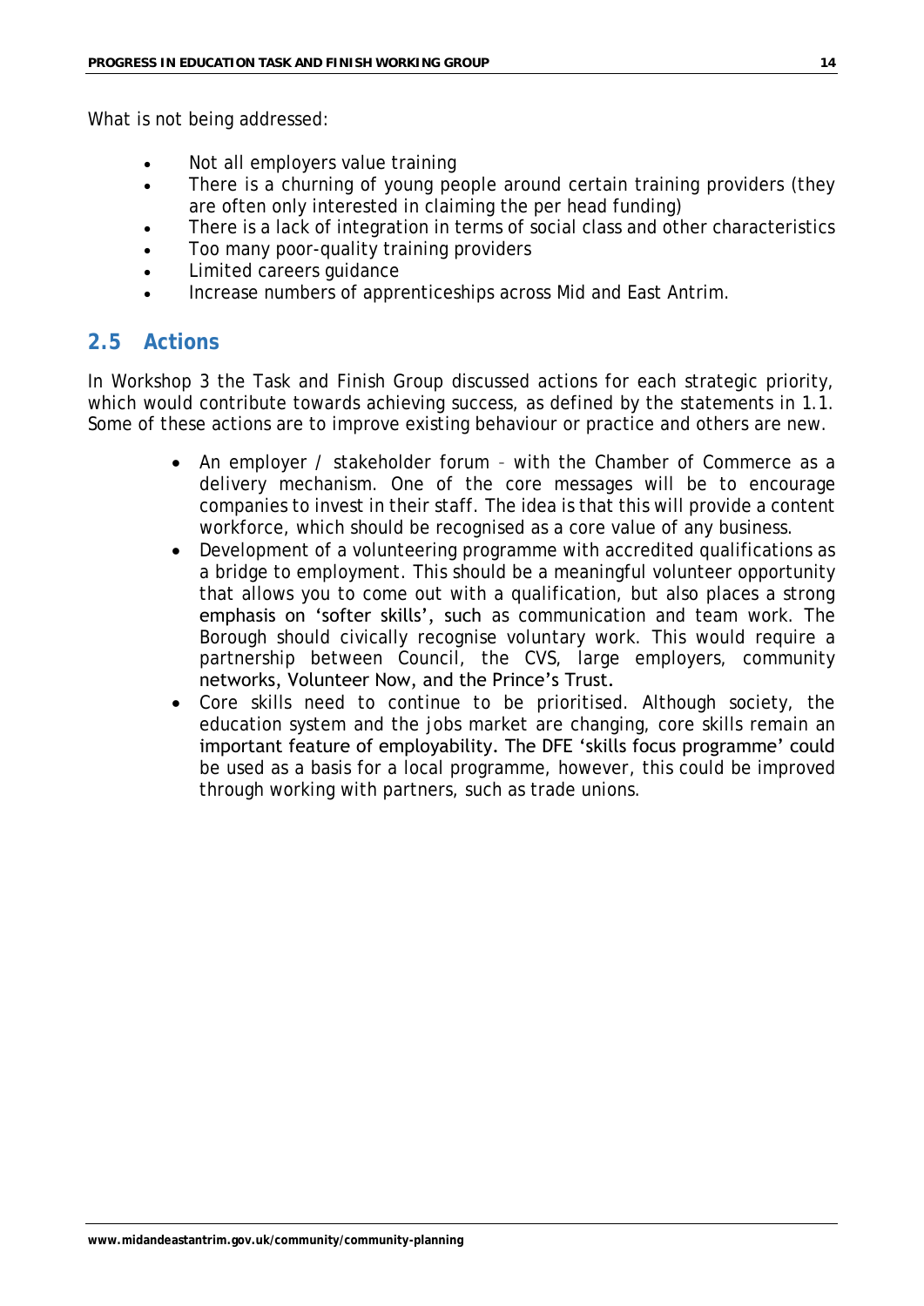What is not being addressed:

- Not all employers value training
- There is a churning of young people around certain training providers (they are often only interested in claiming the per head funding)
- There is a lack of integration in terms of social class and other characteristics
- Too many poor-quality training providers
- Limited careers guidance
- Increase numbers of apprenticeships across Mid and East Antrim.

## 2.5 Actions

In Workshop 3 the Task and Finish Group discussed actions for each strategic priority, which would contribute towards achieving success, as defined by the statements in 1.1. Some of these actions are to improve existing behaviour or practice and others are new.

- An employer / stakeholder forum – with the Chamber of Commerce as a delivery mechanism. One of the core messages will be to encourage companies to invest in their staff. The idea is that this will provide a content workforce, which should be recognised as a core value of any business.
- Development of a volunteering programme with accredited qualifications as a bridge to employment. This should be a meaningful volunteer opportunity that allows you to come out with a qualification, but also places a strong emphasis on 'softer skills', such as communication and team work. The Borough should civically recognise voluntary work. This would require a partnership between Council, the CVS, large employers, community networks, Volunteer Now, and the Prince's Trust.
- Core skills need to continue to be prioritised. Although society, the education system and the jobs market are changing, core skills remain an important feature of employability. The DFE 'skills focus programme' could be used as a basis for a local programme, however, this could be improved through working with partners, such as trade unions.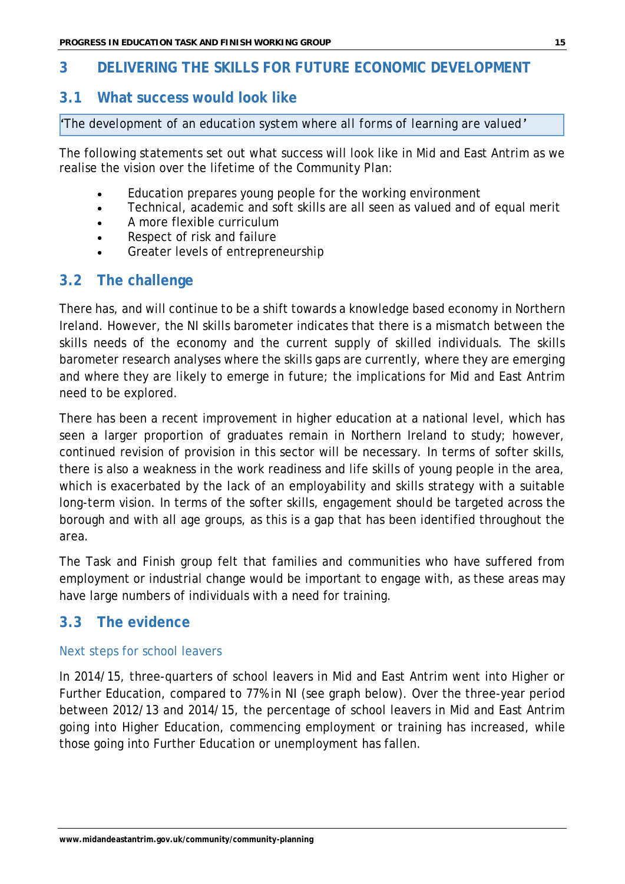## 3 DELIVERING THE SKILLS FOR FUTURE ECONOMIC DEVELOPMENT

### 3.1 What success would look like

*'The development of an education system where all forms of learning are valued'*

The following statements set out what success will look like in Mid and East Antrim as we realise the vision over the lifetime of the Community Plan:

- Education prepares young people for the working environment
- Technical, academic and soft skills are all seen as valued and of equal merit
- A more flexible curriculum
- Respect of risk and failure
- Greater levels of entrepreneurship

### 3.2 The challenge

There has, and will continue to be a shift towards a knowledge based economy in Northern Ireland. However, the NI skills barometer indicates that there is a mismatch between the skills needs of the economy and the current supply of skilled individuals. The skills barometer research analyses where the skills gaps are currently, where they are emerging and where they are likely to emerge in future; the implications for Mid and East Antrim need to be explored.

There has been a recent improvement in higher education at a national level, which has seen a larger proportion of graduates remain in Northern Ireland to study; however, continued revision of provision in this sector will be necessary. In terms of softer skills, there is also a weakness in the work readiness and life skills of young people in the area, which is exacerbated by the lack of an employability and skills strategy with a suitable long-term vision. In terms of the softer skills, engagement should be targeted across the borough and with all age groups, as this is a gap that has been identified throughout the area.

The Task and Finish group felt that families and communities who have suffered from employment or industrial change would be important to engage with, as these areas may have large numbers of individuals with a need for training.

### 3.3 The evidence

#### Next steps for school leavers

In 2014/15, three-quarters of school leavers in Mid and East Antrim went into Higher or Further Education, compared to 77% in NI (see graph below). Over the three-year period between 2012/13 and 2014/15, the percentage of school leavers in Mid and East Antrim going into Higher Education, commencing employment or training has increased, while those going into Further Education or unemployment has fallen.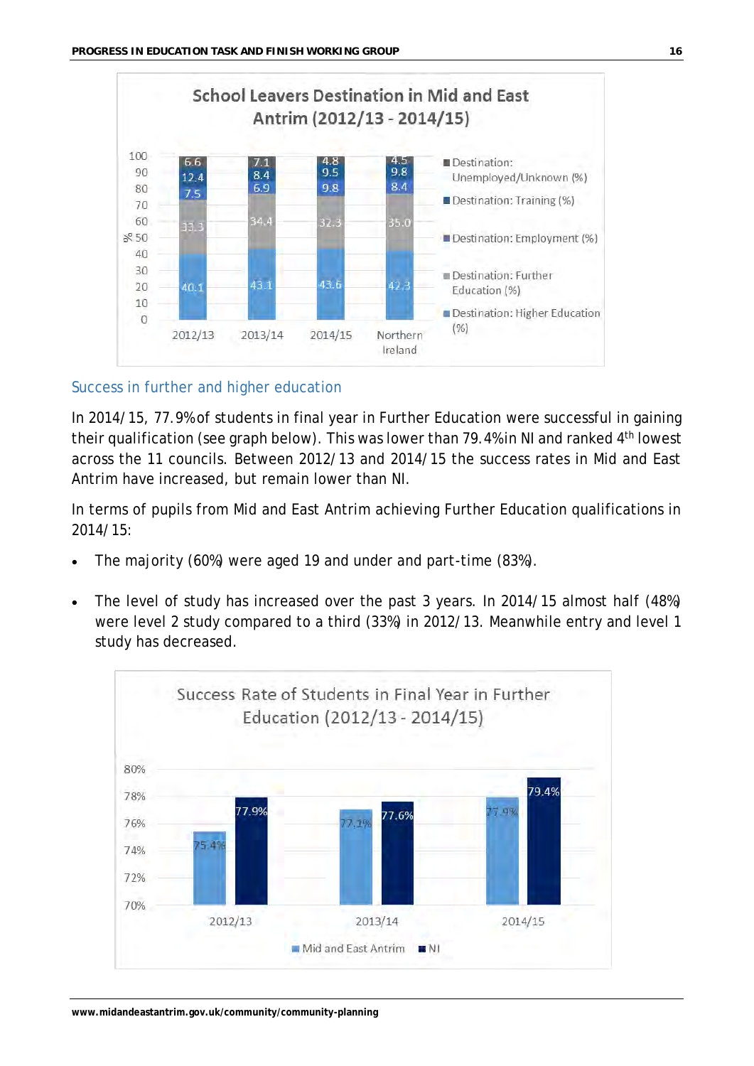School Leavers Destination in Mid and East Antrim (2012/13 - 2014/15)

| | 2012/13 | 2013/14 | 2014/15 | Northern Ireland |
|---|---|---|---|---|
| Destination: Unemployed/Unknown (%) | 6.6 | 7.1 | 4.8 | 4.5 |
| Destination: Training (%) | 12.4 | 8.4 | 9.5 | 9.8 |
| Destination: Employment (%) | 7.5 | 6.9 | 9.8 | 8.4 |
| Destination: Further Education (%) | 33.3 | 34.4 | 32.3 | 35.0 |
| Destination: Higher Education (%) | 40.1 | 43.1 | 43.6 | 42.3 |

## Success in further and higher education

In 2014/15, 77.9% of students in final year in Further Education were successful in gaining their qualification (see graph below). This was lower than 79.4% in NI and ranked 4th lowest across the 11 councils. Between 2012/13 and 2014/15 the success rates in Mid and East Antrim have increased, but remain lower than NI.

In terms of pupils from Mid and East Antrim achieving Further Education qualifications in 2014/15:

- The majority (60%) were aged 19 and under and part-time (83%).
- The level of study has increased over the past 3 years. In 2014/15 almost half (48%) were level 2 study compared to a third (33%) in 2012/13. Meanwhile entry and level 1 study has decreased.

Success Rate of Students in Final Year in Further Education (2012/13 - 2014/15)

| | 2012/13 | 2013/14 | 2014/15 |
|---|---|---|---|
| Mid and East Antrim | 75.4% | 77.2% | 77.9% |
| NI | 77.9% | 77.6% | 79.4% |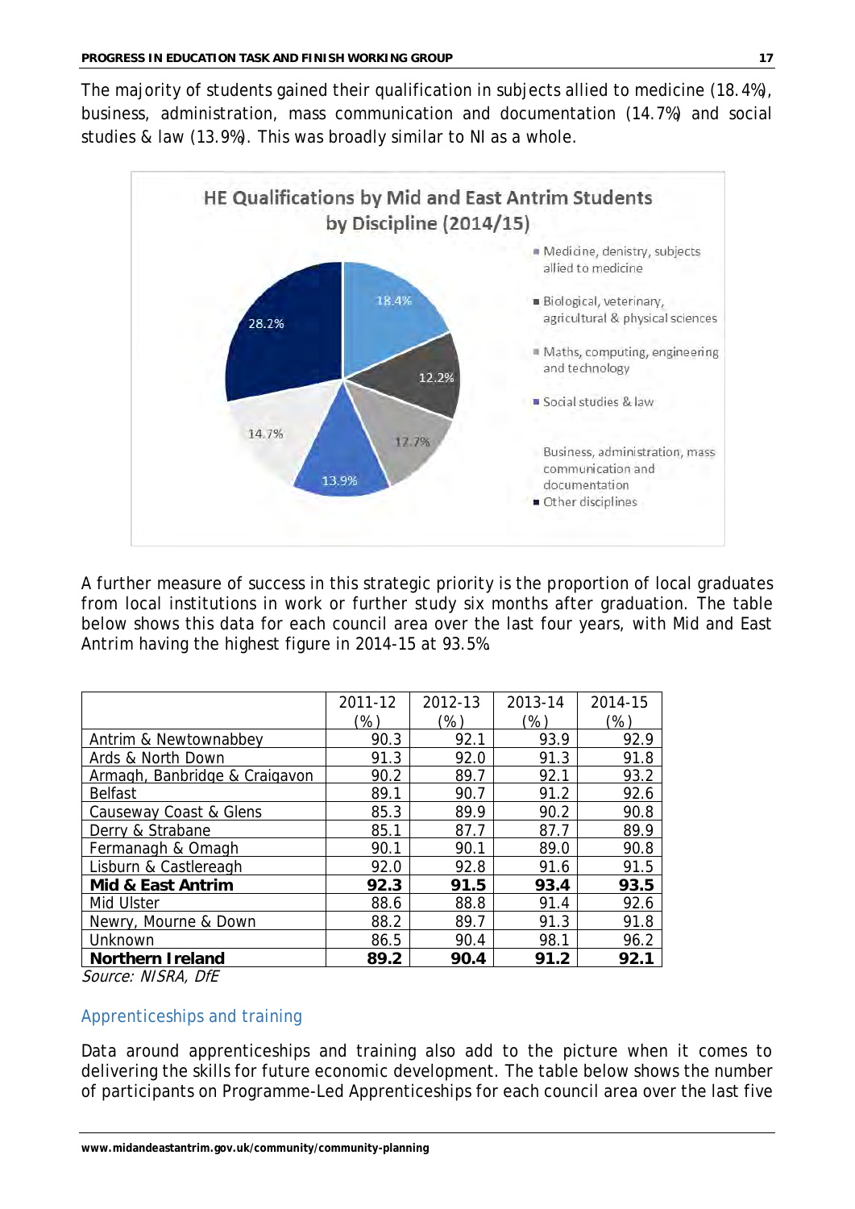The majority of students gained their qualification in subjects allied to medicine (18.4%), business, administration, mass communication and documentation (14.7%) and social studies & law (13.9%). This was broadly similar to NI as a whole.

HE Qualifications by Mid and East Antrim Students by Discipline (2014/15)

| Discipline | % |
|---|---|
| Medicine, denistry, subjects allied to medicine | 18.4% |
| Biological, veterinary, agricultural & physical sciences | 12.2% |
| Maths, computing, engineering and technology | 12.7% |
| Social studies & law | 13.9% |
| Business, administration, mass communication and documentation | 14.7% |
| Other disciplines | 28.2% |

A further measure of success in this strategic priority is the proportion of local graduates from local institutions in work or further study six months after graduation. The table below shows this data for each council area over the last four years, with Mid and East Antrim having the highest figure in 2014-15 at 93.5%.

| | 2011-12 (%) | 2012-13 (%) | 2013-14 (%) | 2014-15 (%) |
|---|---|---|---|---|
| Antrim & Newtownabbey | 90.3 | 92.1 | 93.9 | 92.9 |
| Ards & North Down | 91.3 | 92.0 | 91.3 | 91.8 |
| Armagh, Banbridge & Craigavon | 90.2 | 89.7 | 92.1 | 93.2 |
| Belfast | 89.1 | 90.7 | 91.2 | 92.6 |
| Causeway Coast & Glens | 85.3 | 89.9 | 90.2 | 90.8 |
| Derry & Strabane | 85.1 | 87.7 | 87.7 | 89.9 |
| Fermanagh & Omagh | 90.1 | 90.1 | 89.0 | 90.8 |
| Lisburn & Castlereagh | 92.0 | 92.8 | 91.6 | 91.5 |
| **Mid & East Antrim** | **92.3** | **91.5** | **93.4** | **93.5** |
| Mid Ulster | 88.6 | 88.8 | 91.4 | 92.6 |
| Newry, Mourne & Down | 88.2 | 89.7 | 91.3 | 91.8 |
| Unknown | 86.5 | 90.4 | 98.1 | 96.2 |
| **Northern Ireland** | **89.2** | **90.4** | **91.2** | **92.1** |

*Source: NISRA, DfE*

## Apprenticeships and training

Data around apprenticeships and training also add to the picture when it comes to delivering the skills for future economic development. The table below shows the number of participants on Programme-Led Apprenticeships for each council area over the last five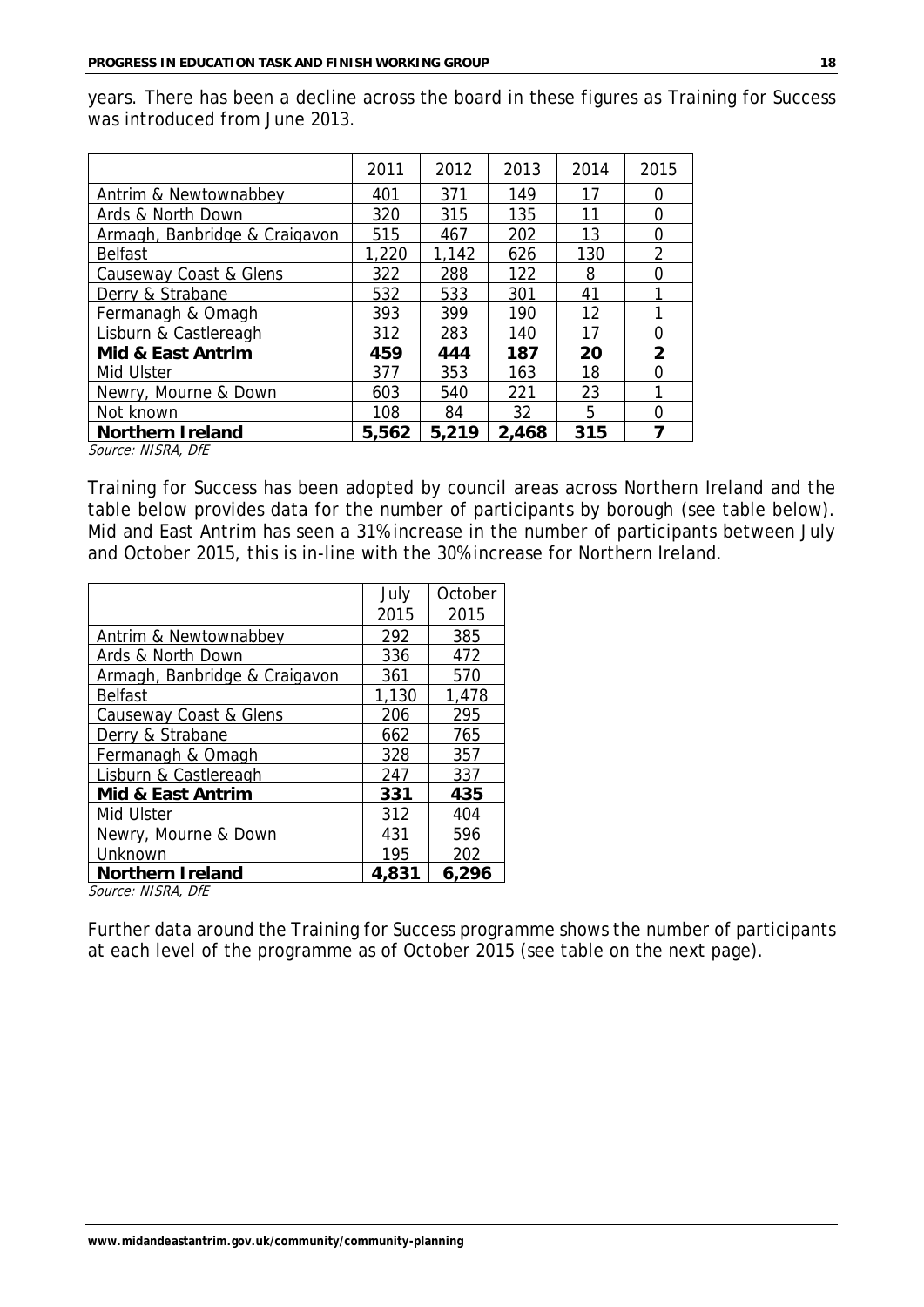years. There has been a decline across the board in these figures as Training for Success was introduced from June 2013.

| | 2011 | 2012 | 2013 | 2014 | 2015 |
|---|---|---|---|---|---|
| Antrim & Newtownabbey | 401 | 371 | 149 | 17 | 0 |
| Ards & North Down | 320 | 315 | 135 | 11 | 0 |
| Armagh, Banbridge & Craigavon | 515 | 467 | 202 | 13 | 0 |
| Belfast | 1,220 | 1,142 | 626 | 130 | 2 |
| Causeway Coast & Glens | 322 | 288 | 122 | 8 | 0 |
| Derry & Strabane | 532 | 533 | 301 | 41 | 1 |
| Fermanagh & Omagh | 393 | 399 | 190 | 12 | 1 |
| Lisburn & Castlereagh | 312 | 283 | 140 | 17 | 0 |
| **Mid & East Antrim** | **459** | **444** | **187** | **20** | **2** |
| Mid Ulster | 377 | 353 | 163 | 18 | 0 |
| Newry, Mourne & Down | 603 | 540 | 221 | 23 | 1 |
| Not known | 108 | 84 | 32 | 5 | 0 |
| **Northern Ireland** | **5,562** | **5,219** | **2,468** | **315** | **7** |

*Source: NISRA, DfE*

Training for Success has been adopted by council areas across Northern Ireland and the table below provides data for the number of participants by borough (see table below). Mid and East Antrim has seen a 31% increase in the number of participants between July and October 2015, this is in-line with the 30% increase for Northern Ireland.

| | July 2015 | October 2015 |
|---|---|---|
| Antrim & Newtownabbey | 292 | 385 |
| Ards & North Down | 336 | 472 |
| Armagh, Banbridge & Craigavon | 361 | 570 |
| Belfast | 1,130 | 1,478 |
| Causeway Coast & Glens | 206 | 295 |
| Derry & Strabane | 662 | 765 |
| Fermanagh & Omagh | 328 | 357 |
| Lisburn & Castlereagh | 247 | 337 |
| **Mid & East Antrim** | **331** | **435** |
| Mid Ulster | 312 | 404 |
| Newry, Mourne & Down | 431 | 596 |
| Unknown | 195 | 202 |
| **Northern Ireland** | **4,831** | **6,296** |

*Source: NISRA, DfE*

Further data around the Training for Success programme shows the number of participants at each level of the programme as of October 2015 (see table on the next page).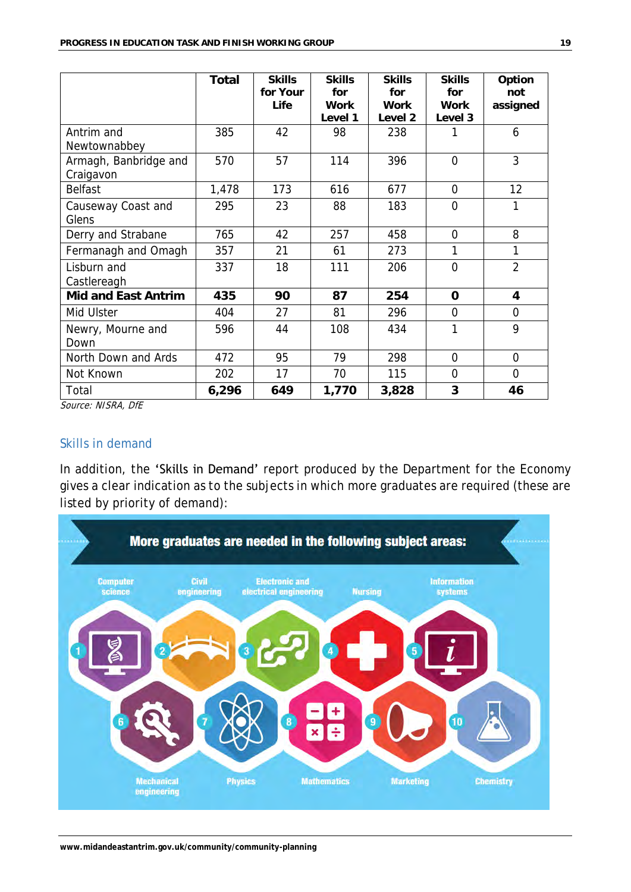| | Total | Skills for Your Life | Skills for Work Level 1 | Skills for Work Level 2 | Skills for Work Level 3 | Option not assigned |
|---|---|---|---|---|---|---|
| Antrim and Newtownabbey | 385 | 42 | 98 | 238 | 1 | 6 |
| Armagh, Banbridge and Craigavon | 570 | 57 | 114 | 396 | 0 | 3 |
| Belfast | 1,478 | 173 | 616 | 677 | 0 | 12 |
| Causeway Coast and Glens | 295 | 23 | 88 | 183 | 0 | 1 |
| Derry and Strabane | 765 | 42 | 257 | 458 | 0 | 8 |
| Fermanagh and Omagh | 357 | 21 | 61 | 273 | 1 | 1 |
| Lisburn and Castlereagh | 337 | 18 | 111 | 206 | 0 | 2 |
| **Mid and East Antrim** | **435** | **90** | **87** | **254** | **0** | **4** |
| Mid Ulster | 404 | 27 | 81 | 296 | 0 | 0 |
| Newry, Mourne and Down | 596 | 44 | 108 | 434 | 1 | 9 |
| North Down and Ards | 472 | 95 | 79 | 298 | 0 | 0 |
| Not Known | 202 | 17 | 70 | 115 | 0 | 0 |
| Total | **6,296** | **649** | **1,770** | **3,828** | **3** | **46** |

*Source: NISRA, DfE*

## Skills in demand

In addition, the 'Skills in Demand' report produced by the Department for the Economy gives a clear indication as to the subjects in which more graduates are required (these are listed by priority of demand):

**More graduates are needed in the following subject areas:**

1. Computer science
2. Civil engineering
3. Electronic and electrical engineering
4. Nursing
5. Information systems
6. Mechanical engineering
7. Physics
8. Mathematics
9. Marketing
10. Chemistry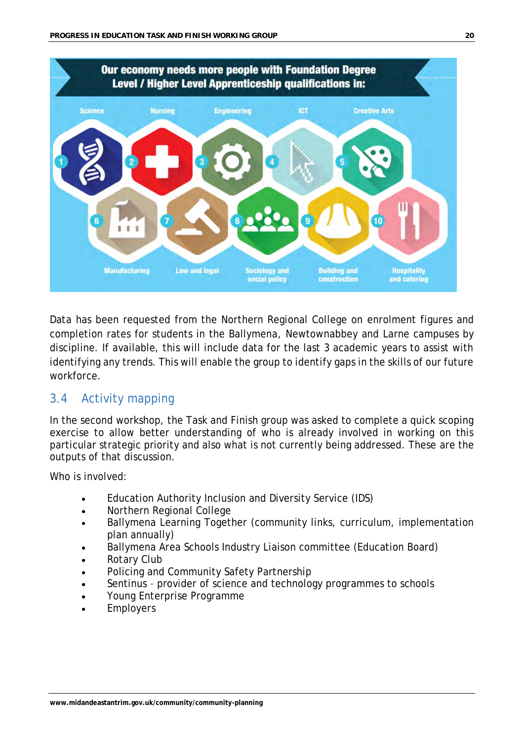Our economy needs more people with Foundation Degree Level / Higher Level Apprenticeship qualifications in:

1. Science
2. Nursing
3. Engineering
4. ICT
5. Creative Arts
6. Manufacturing
7. Law and legal
8. Sociology and social policy
9. Building and construction
10. Hospitality and catering

Data has been requested from the Northern Regional College on enrolment figures and completion rates for students in the Ballymena, Newtownabbey and Larne campuses by discipline. If available, this will include data for the last 3 academic years to assist with identifying any trends. This will enable the group to identify gaps in the skills of our future workforce.

## 3.4 Activity mapping

In the second workshop, the Task and Finish group was asked to complete a quick scoping exercise to allow better understanding of who is already involved in working on this particular strategic priority and also what is not currently being addressed. These are the outputs of that discussion.

Who is involved:

- Education Authority Inclusion and Diversity Service (IDS)
- Northern Regional College
- Ballymena Learning Together (community links, curriculum, implementation plan annually)
- Ballymena Area Schools Industry Liaison committee (Education Board)
- Rotary Club
- Policing and Community Safety Partnership
- Sentinus - provider of science and technology programmes to schools
- Young Enterprise Programme
- Employers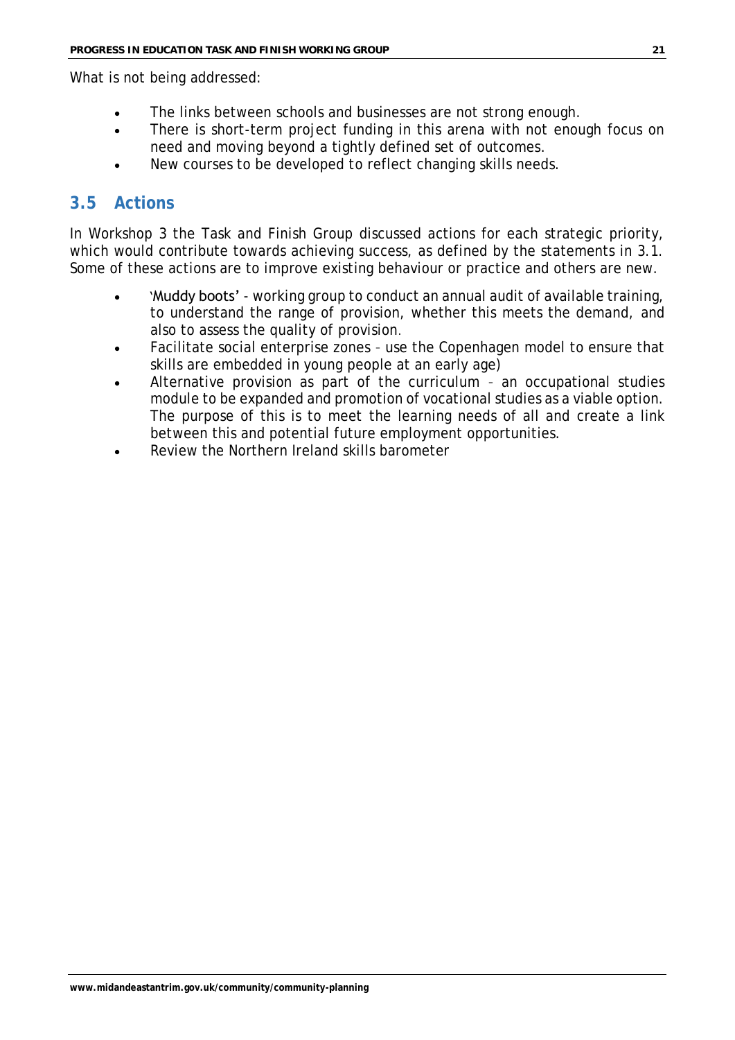What is not being addressed:

- The links between schools and businesses are not strong enough.
- There is short-term project funding in this arena with not enough focus on need and moving beyond a tightly defined set of outcomes.
- New courses to be developed to reflect changing skills needs.

## 3.5 Actions

In Workshop 3 the Task and Finish Group discussed actions for each strategic priority, which would contribute towards achieving success, as defined by the statements in 3.1. Some of these actions are to improve existing behaviour or practice and others are new.

- 'Muddy boots' - working group to conduct an annual audit of available training, to understand the range of provision, whether this meets the demand, and also to assess the quality of provision.
- Facilitate social enterprise zones – use the Copenhagen model to ensure that skills are embedded in young people at an early age)
- Alternative provision as part of the curriculum – an occupational studies module to be expanded and promotion of vocational studies as a viable option. The purpose of this is to meet the learning needs of all and create a link between this and potential future employment opportunities.
- Review the Northern Ireland skills barometer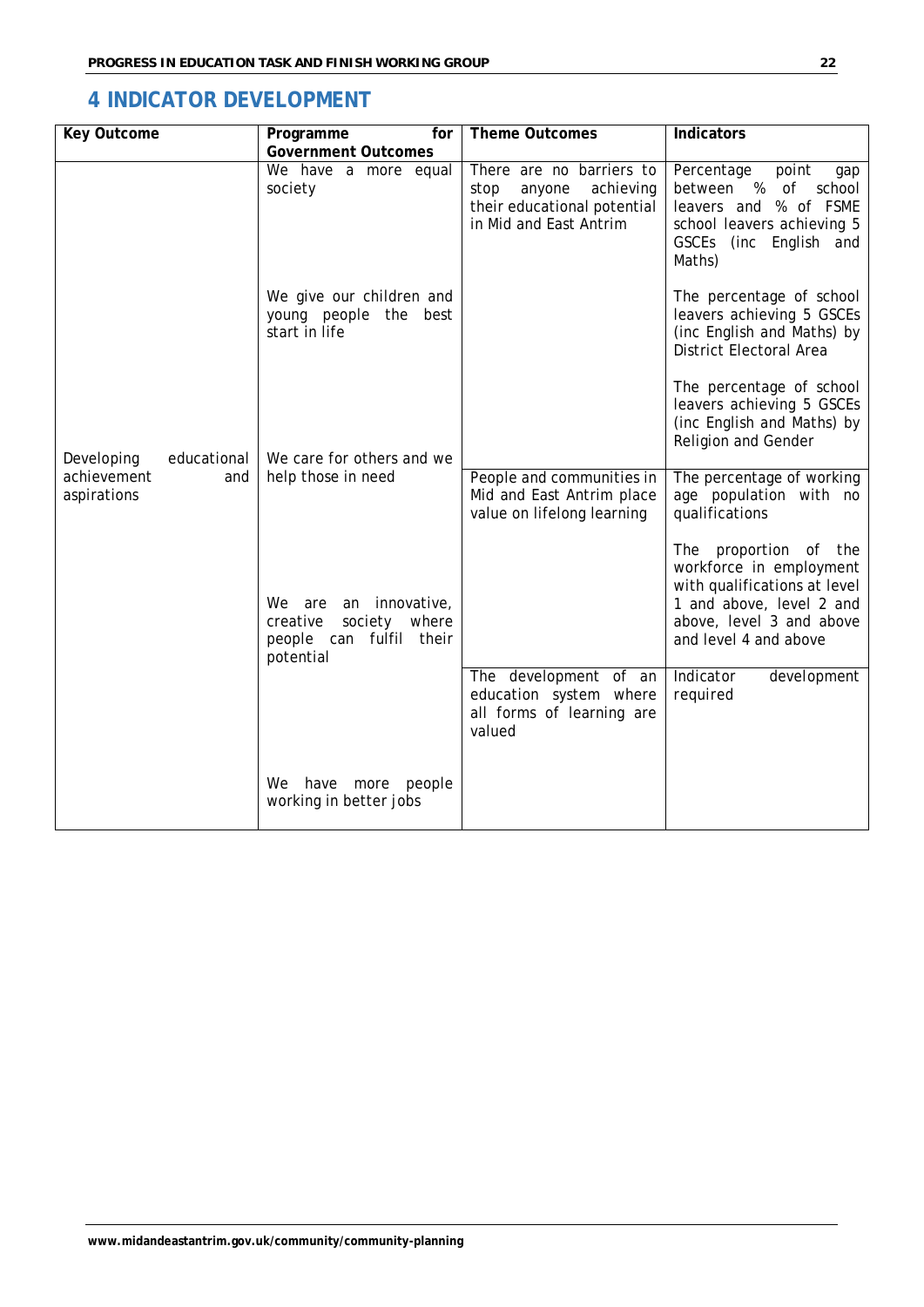# 4 INDICATOR DEVELOPMENT

| Key Outcome | Programme for Government Outcomes | Theme Outcomes | Indicators |
|---|---|---|---|
| Developing educational achievement and aspirations | We have a more equal society<br><br>We give our children and young people the best start in life<br><br>We care for others and we help those in need<br><br>We are an innovative, creative society where people can fulfil their potential<br><br>We have more people working in better jobs | There are no barriers to stop anyone achieving their educational potential in Mid and East Antrim | Percentage point gap between % of school leavers and % of FSME school leavers achieving 5 GSCEs (inc English and Maths)<br><br>The percentage of school leavers achieving 5 GSCEs (inc English and Maths) by District Electoral Area<br><br>The percentage of school leavers achieving 5 GSCEs (inc English and Maths) by Religion and Gender |
| | | People and communities in Mid and East Antrim place value on lifelong learning | The percentage of working age population with no qualifications<br><br>The proportion of the workforce in employment with qualifications at level 1 and above, level 2 and above, level 3 and above and level 4 and above |
| | | The development of an education system where all forms of learning are valued | Indicator development required |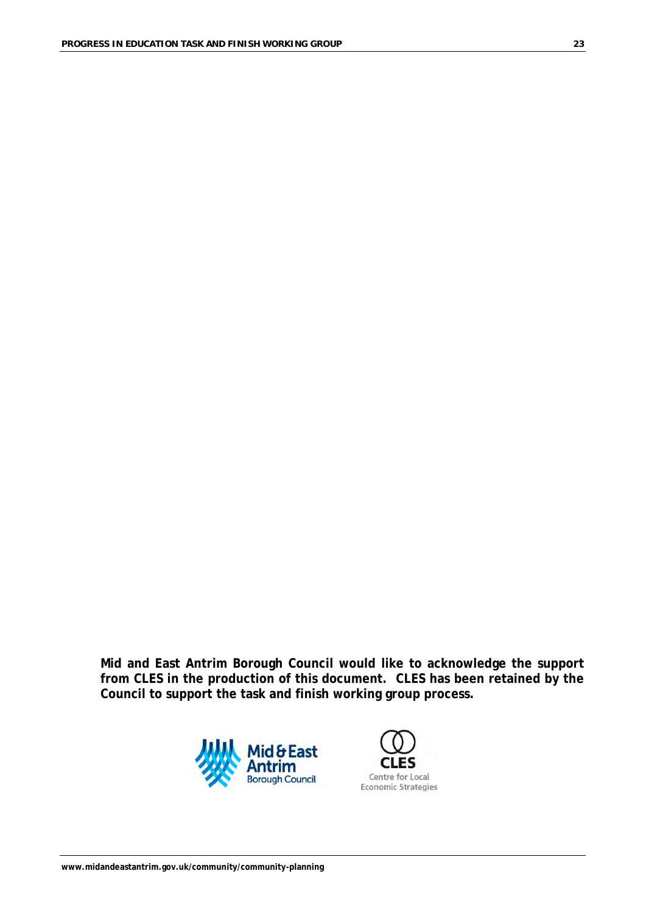**Mid and East Antrim Borough Council would like to acknowledge the support from CLES in the production of this document. CLES has been retained by the Council to support the task and finish working group process.**

Mid & East Antrim Borough Council

CLES Centre for Local Economic Strategies

www.midandeastantrim.gov.uk/community/community-planning